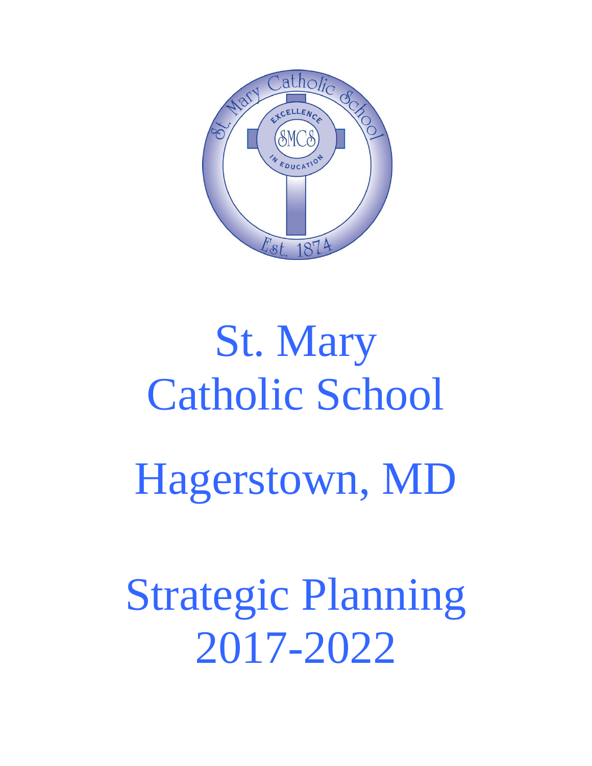# St. Mary Catholic School

# Hagerstown, MD

# Strategic Planning 2017-2022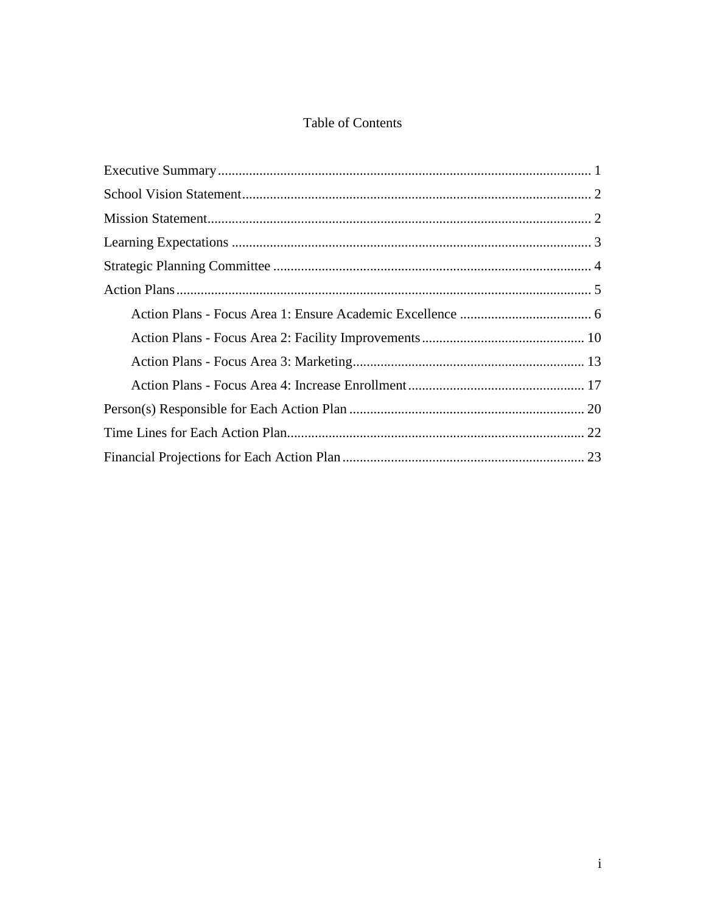# Table of Contents

- Executive Summary ........ 1
- School Vision Statement ........ 2
- Mission Statement ........ 2
- Learning Expectations ........ 3
- Strategic Planning Committee ........ 4
- Action Plans ........ 5
    - Action Plans - Focus Area 1: Ensure Academic Excellence ........ 6
    - Action Plans - Focus Area 2: Facility Improvements ........ 10
    - Action Plans - Focus Area 3: Marketing ........ 13
    - Action Plans - Focus Area 4: Increase Enrollment ........ 17
- Person(s) Responsible for Each Action Plan ........ 20
- Time Lines for Each Action Plan ........ 22
- Financial Projections for Each Action Plan ........ 23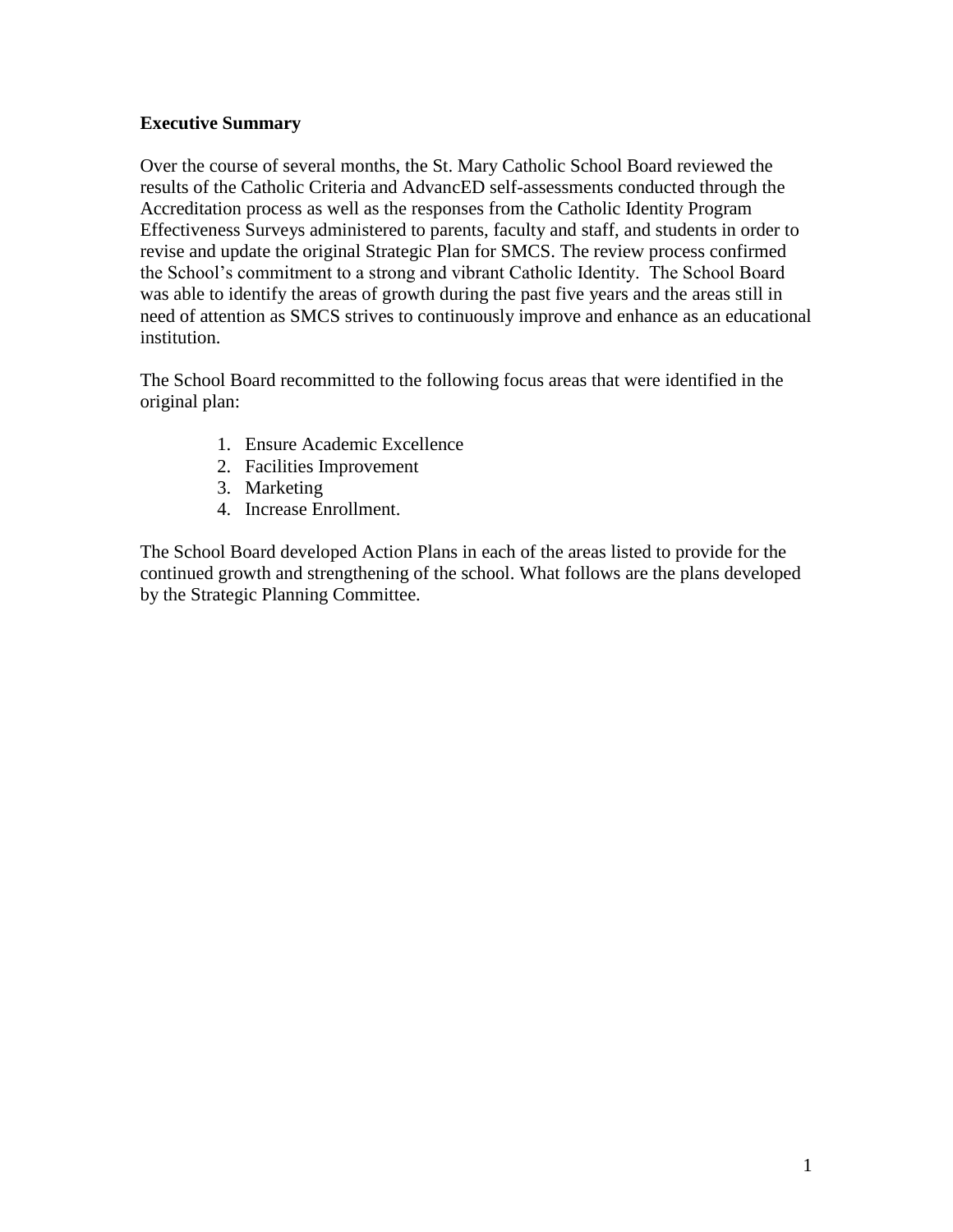## Executive Summary

Over the course of several months, the St. Mary Catholic School Board reviewed the results of the Catholic Criteria and AdvancED self-assessments conducted through the Accreditation process as well as the responses from the Catholic Identity Program Effectiveness Surveys administered to parents, faculty and staff, and students in order to revise and update the original Strategic Plan for SMCS. The review process confirmed the School's commitment to a strong and vibrant Catholic Identity. The School Board was able to identify the areas of growth during the past five years and the areas still in need of attention as SMCS strives to continuously improve and enhance as an educational institution.

The School Board recommitted to the following focus areas that were identified in the original plan:

1. Ensure Academic Excellence
2. Facilities Improvement
3. Marketing
4. Increase Enrollment.

The School Board developed Action Plans in each of the areas listed to provide for the continued growth and strengthening of the school. What follows are the plans developed by the Strategic Planning Committee.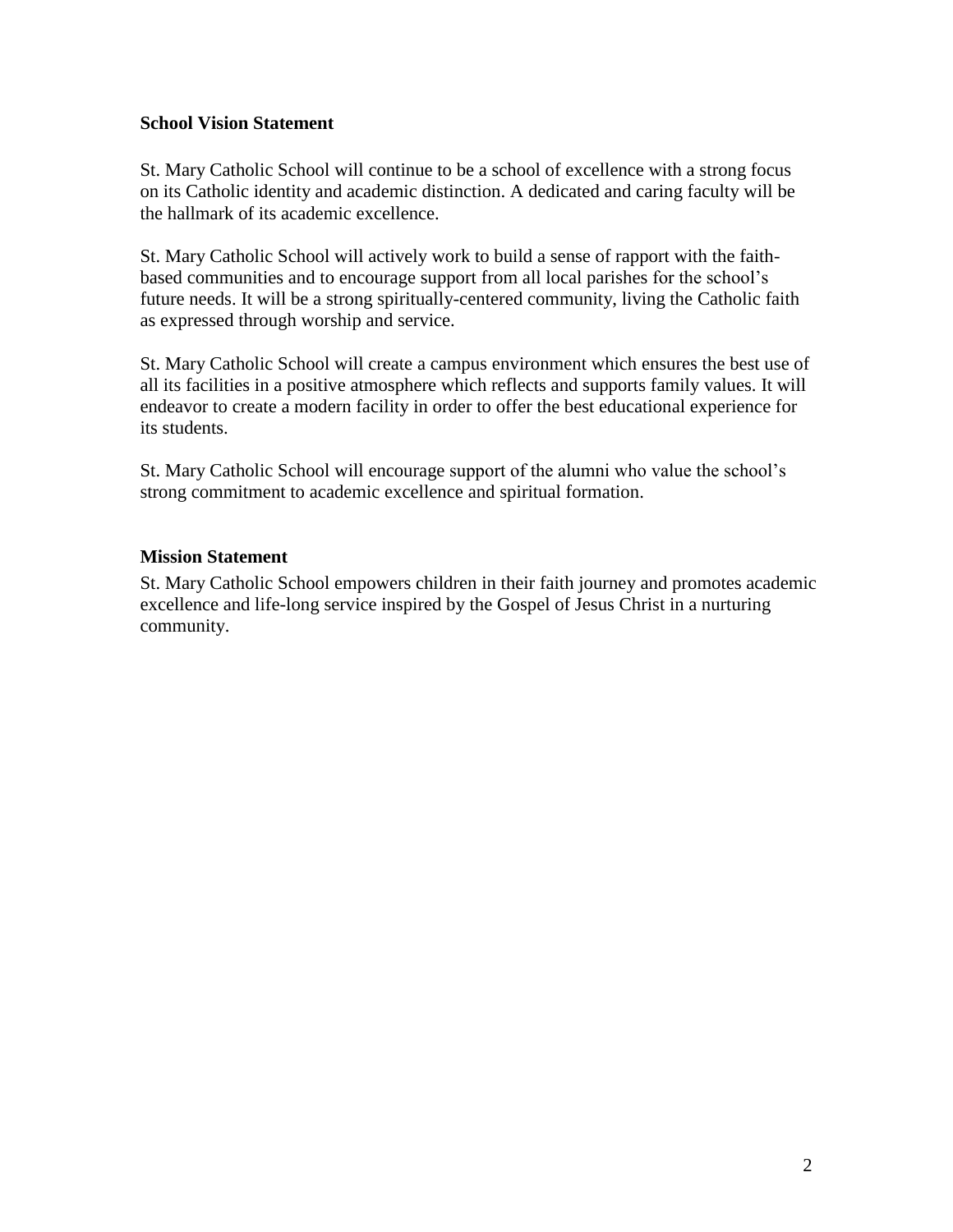## School Vision Statement

St. Mary Catholic School will continue to be a school of excellence with a strong focus on its Catholic identity and academic distinction. A dedicated and caring faculty will be the hallmark of its academic excellence.

St. Mary Catholic School will actively work to build a sense of rapport with the faith-based communities and to encourage support from all local parishes for the school's future needs. It will be a strong spiritually-centered community, living the Catholic faith as expressed through worship and service.

St. Mary Catholic School will create a campus environment which ensures the best use of all its facilities in a positive atmosphere which reflects and supports family values. It will endeavor to create a modern facility in order to offer the best educational experience for its students.

St. Mary Catholic School will encourage support of the alumni who value the school's strong commitment to academic excellence and spiritual formation.

## Mission Statement

St. Mary Catholic School empowers children in their faith journey and promotes academic excellence and life-long service inspired by the Gospel of Jesus Christ in a nurturing community.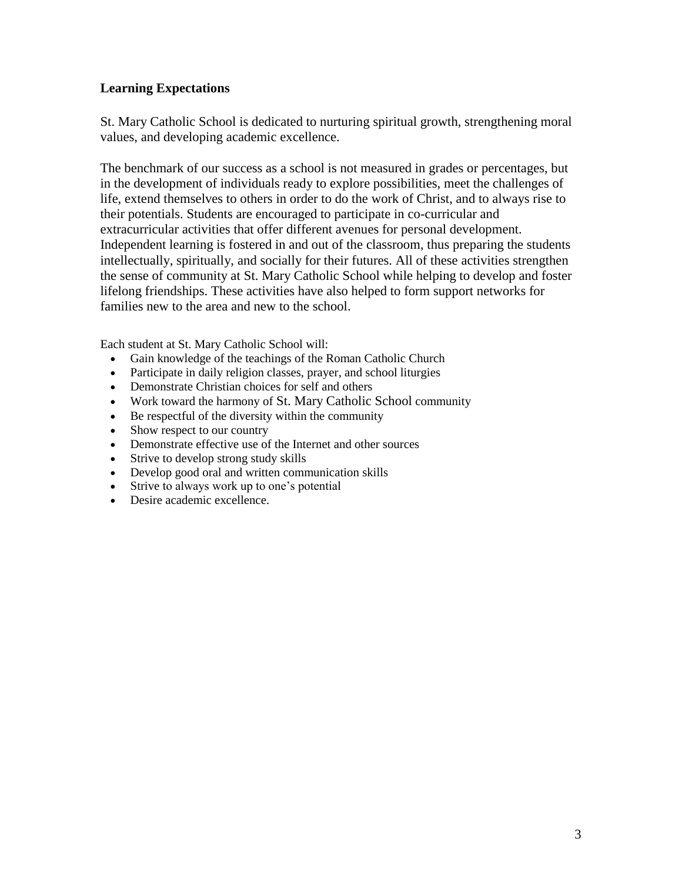## Learning Expectations

St. Mary Catholic School is dedicated to nurturing spiritual growth, strengthening moral values, and developing academic excellence.

The benchmark of our success as a school is not measured in grades or percentages, but in the development of individuals ready to explore possibilities, meet the challenges of life, extend themselves to others in order to do the work of Christ, and to always rise to their potentials. Students are encouraged to participate in co-curricular and extracurricular activities that offer different avenues for personal development. Independent learning is fostered in and out of the classroom, thus preparing the students intellectually, spiritually, and socially for their futures. All of these activities strengthen the sense of community at St. Mary Catholic School while helping to develop and foster lifelong friendships. These activities have also helped to form support networks for families new to the area and new to the school.

Each student at St. Mary Catholic School will:

- Gain knowledge of the teachings of the Roman Catholic Church
- Participate in daily religion classes, prayer, and school liturgies
- Demonstrate Christian choices for self and others
- Work toward the harmony of St. Mary Catholic School community
- Be respectful of the diversity within the community
- Show respect to our country
- Demonstrate effective use of the Internet and other sources
- Strive to develop strong study skills
- Develop good oral and written communication skills
- Strive to always work up to one's potential
- Desire academic excellence.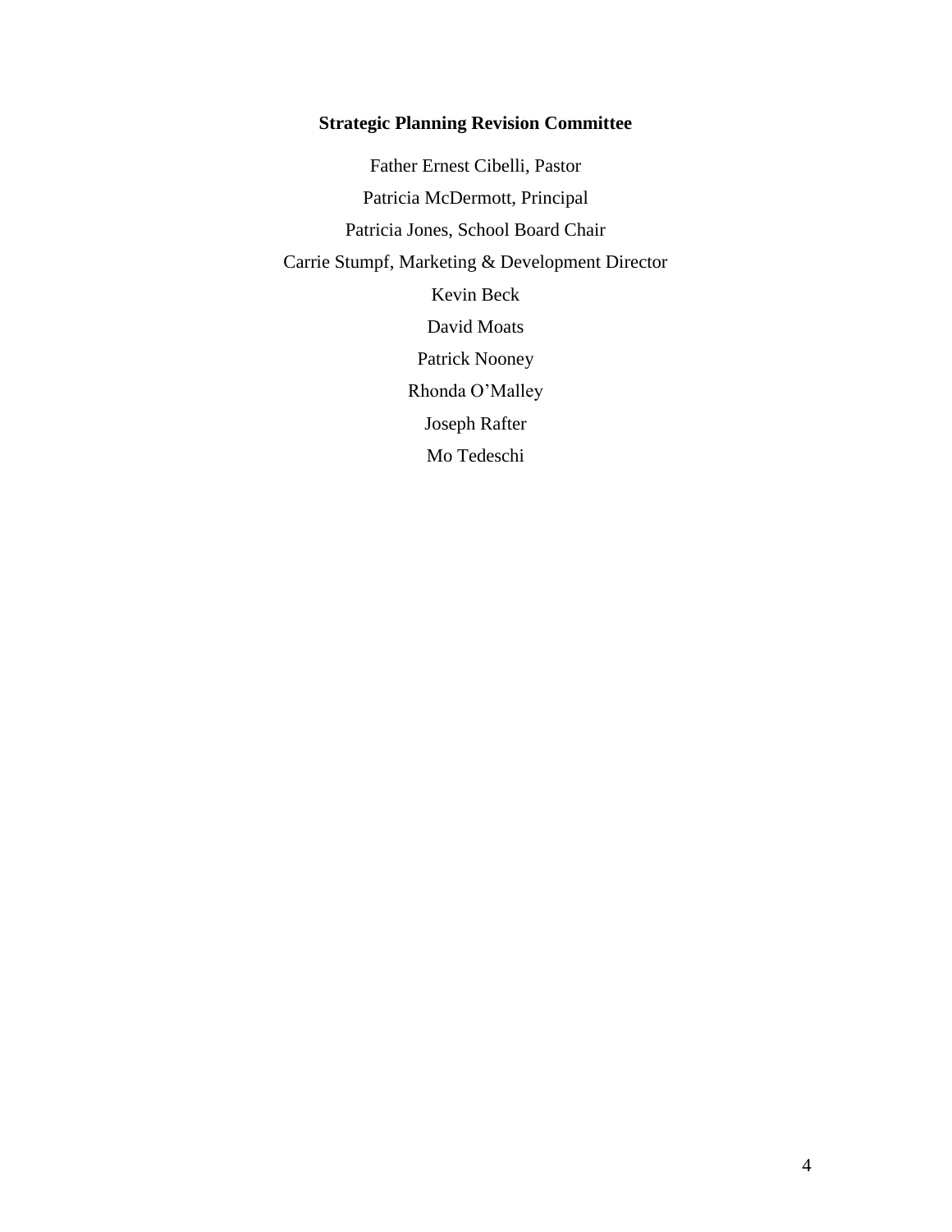## Strategic Planning Revision Committee

Father Ernest Cibelli, Pastor

Patricia McDermott, Principal

Patricia Jones, School Board Chair

Carrie Stumpf, Marketing & Development Director

Kevin Beck

David Moats

Patrick Nooney

Rhonda O'Malley

Joseph Rafter

Mo Tedeschi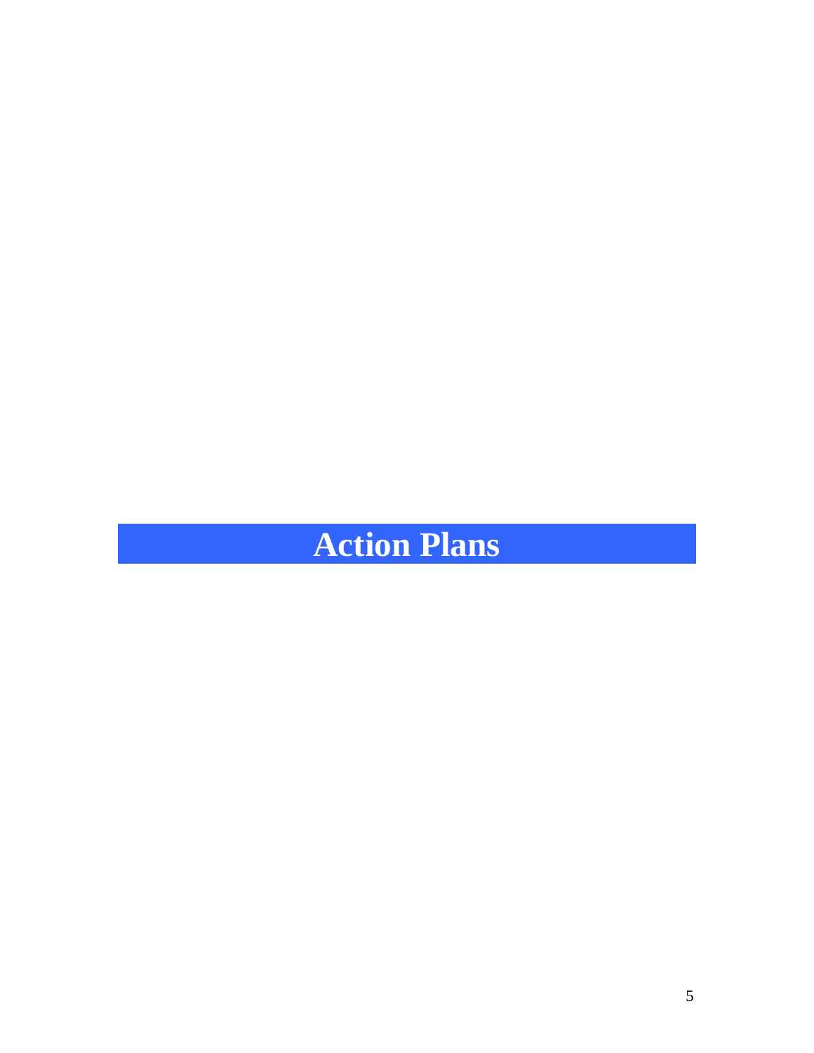# Action Plans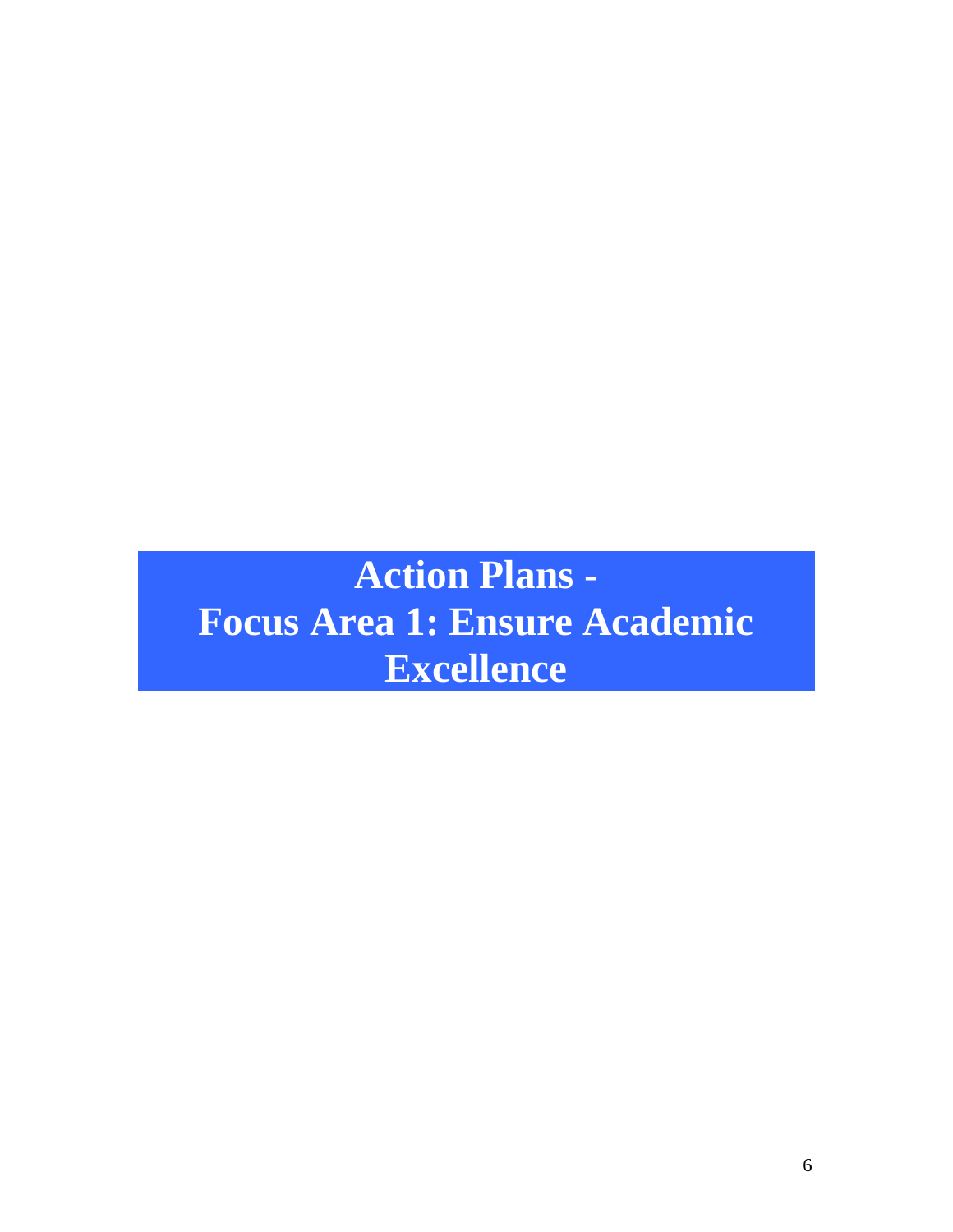# Action Plans - Focus Area 1: Ensure Academic Excellence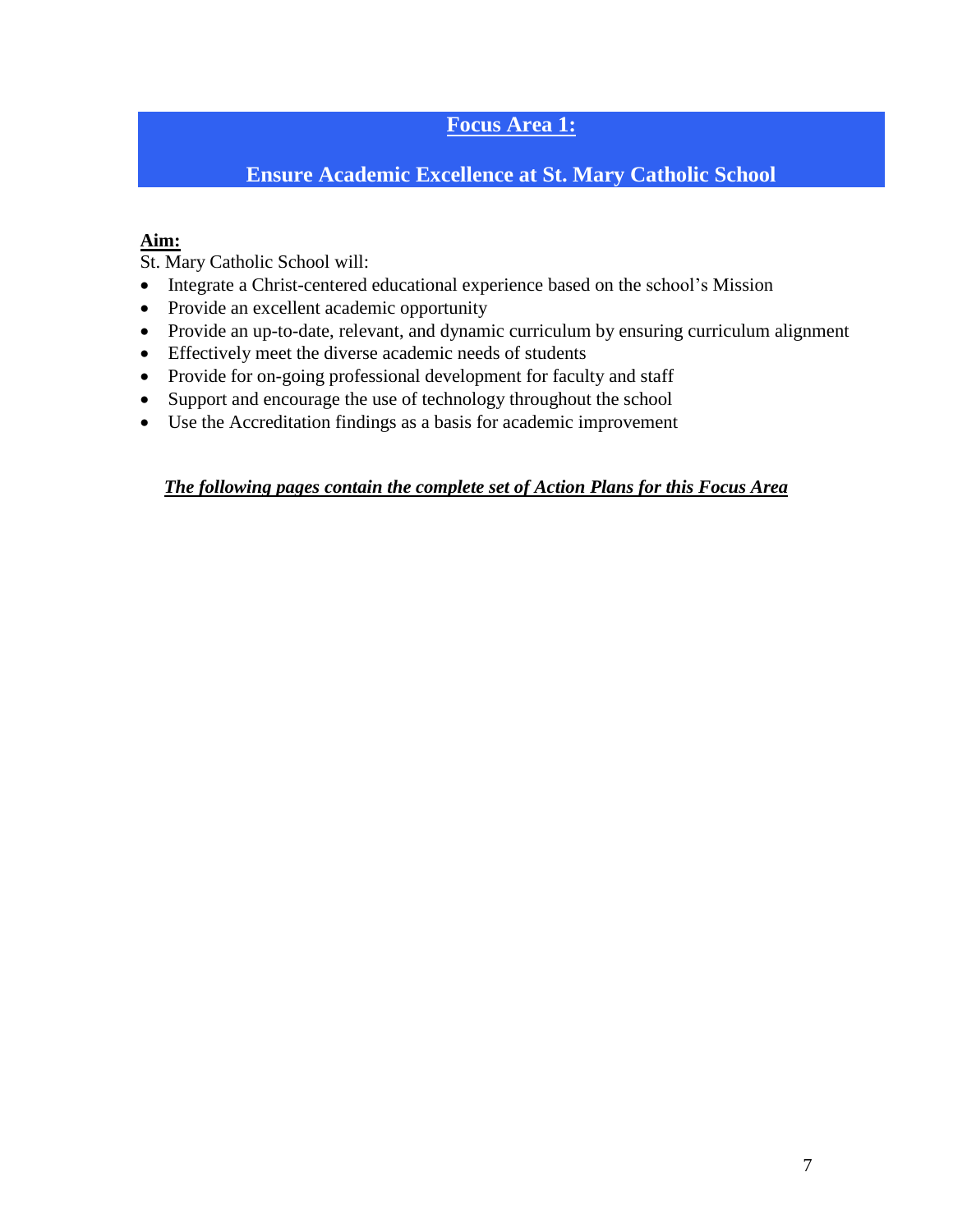## Focus Area 1:

## Ensure Academic Excellence at St. Mary Catholic School

**Aim:**

St. Mary Catholic School will:

- Integrate a Christ-centered educational experience based on the school's Mission
- Provide an excellent academic opportunity
- Provide an up-to-date, relevant, and dynamic curriculum by ensuring curriculum alignment
- Effectively meet the diverse academic needs of students
- Provide for on-going professional development for faculty and staff
- Support and encourage the use of technology throughout the school
- Use the Accreditation findings as a basis for academic improvement

***The following pages contain the complete set of Action Plans for this Focus Area***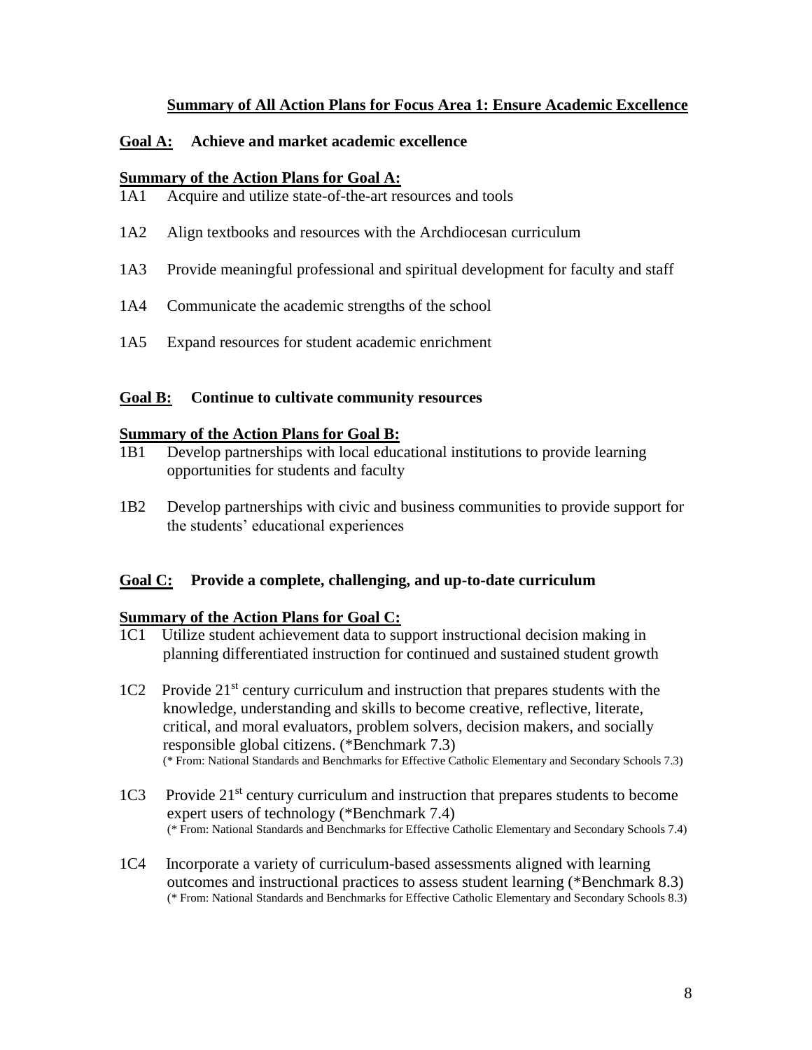## Summary of All Action Plans for Focus Area 1: Ensure Academic Excellence

**Goal A: Achieve and market academic excellence**

**Summary of the Action Plans for Goal A:**

1A1 Acquire and utilize state-of-the-art resources and tools

1A2 Align textbooks and resources with the Archdiocesan curriculum

1A3 Provide meaningful professional and spiritual development for faculty and staff

1A4 Communicate the academic strengths of the school

1A5 Expand resources for student academic enrichment

**Goal B: Continue to cultivate community resources**

**Summary of the Action Plans for Goal B:**

1B1 Develop partnerships with local educational institutions to provide learning opportunities for students and faculty

1B2 Develop partnerships with civic and business communities to provide support for the students' educational experiences

**Goal C: Provide a complete, challenging, and up-to-date curriculum**

**Summary of the Action Plans for Goal C:**

1C1 Utilize student achievement data to support instructional decision making in planning differentiated instruction for continued and sustained student growth

1C2 Provide 21st century curriculum and instruction that prepares students with the knowledge, understanding and skills to become creative, reflective, literate, critical, and moral evaluators, problem solvers, decision makers, and socially responsible global citizens. (*Benchmark 7.3)
(* From: National Standards and Benchmarks for Effective Catholic Elementary and Secondary Schools 7.3)

1C3 Provide 21st century curriculum and instruction that prepares students to become expert users of technology (*Benchmark 7.4)
(* From: National Standards and Benchmarks for Effective Catholic Elementary and Secondary Schools 7.4)

1C4 Incorporate a variety of curriculum-based assessments aligned with learning outcomes and instructional practices to assess student learning (*Benchmark 8.3)
(* From: National Standards and Benchmarks for Effective Catholic Elementary and Secondary Schools 8.3)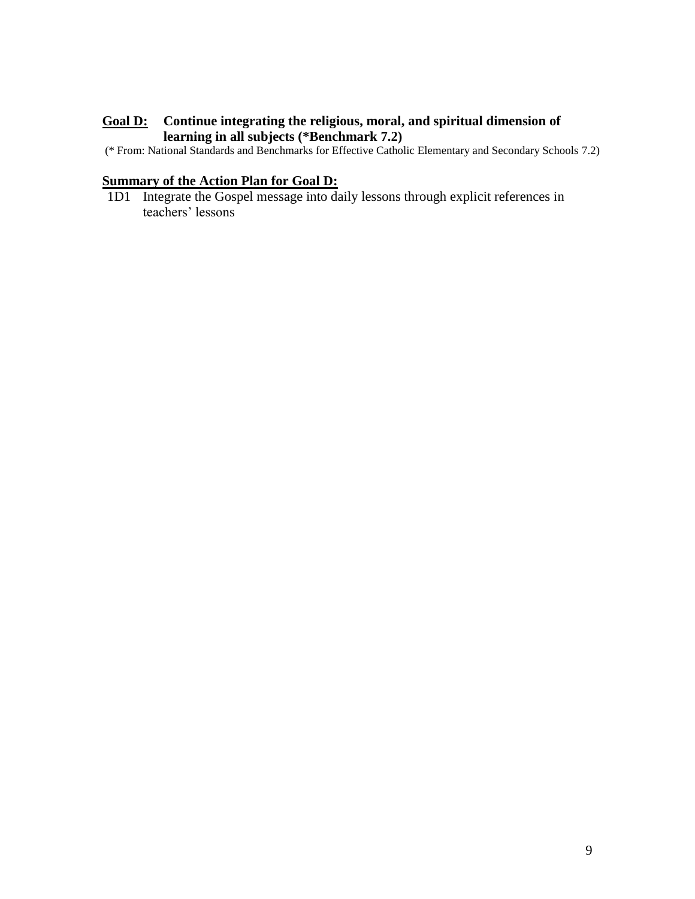**Goal D:** **Continue integrating the religious, moral, and spiritual dimension of learning in all subjects (*Benchmark 7.2)**

(* From: National Standards and Benchmarks for Effective Catholic Elementary and Secondary Schools 7.2)

**Summary of the Action Plan for Goal D:**

1D1 Integrate the Gospel message into daily lessons through explicit references in teachers' lessons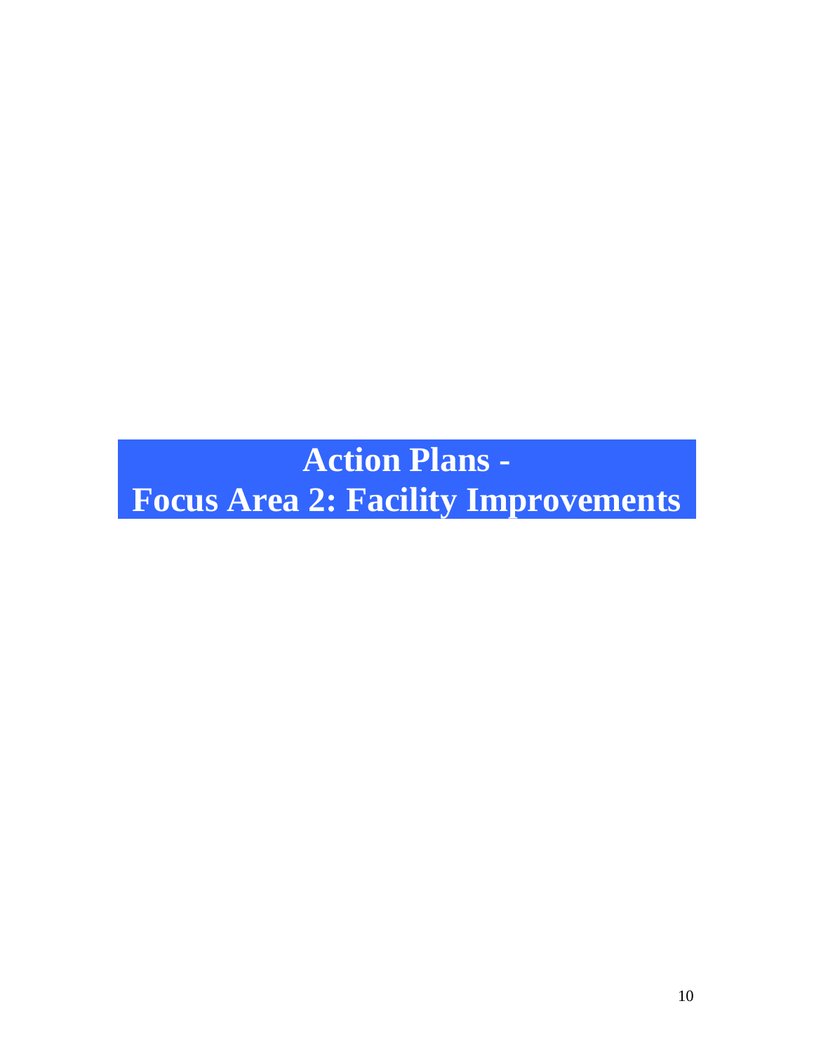# Action Plans -
# Focus Area 2: Facility Improvements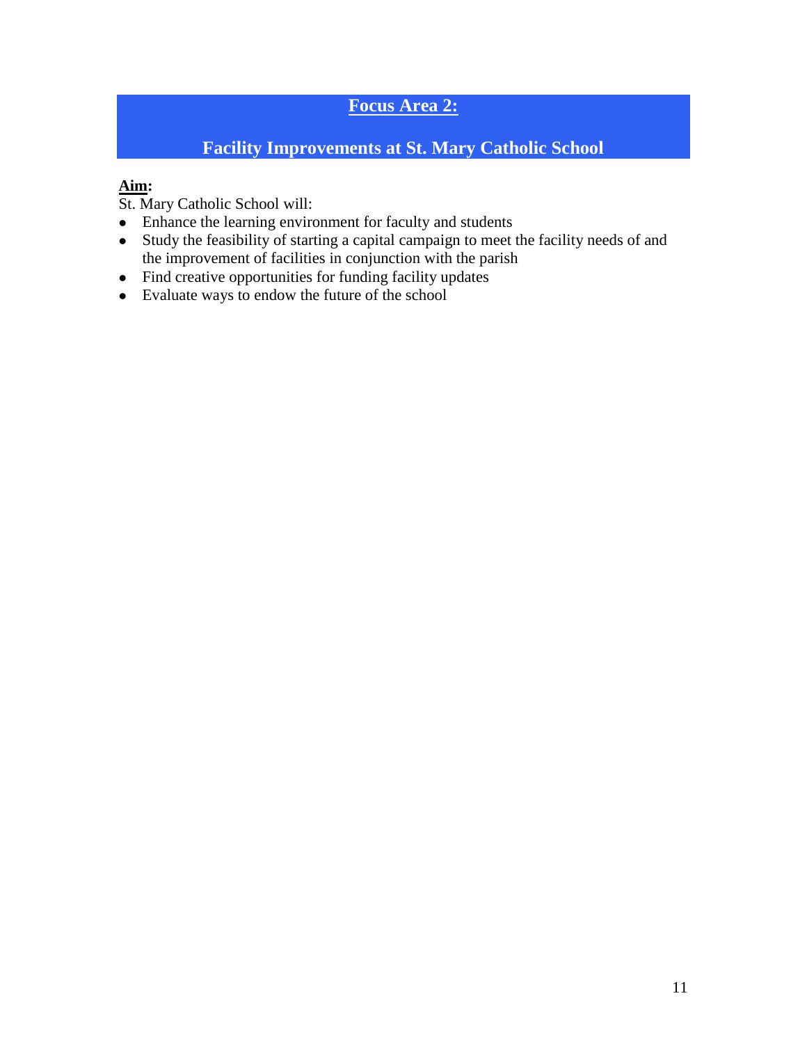## Focus Area 2:

## Facility Improvements at St. Mary Catholic School

**Aim:**

St. Mary Catholic School will:

- Enhance the learning environment for faculty and students
- Study the feasibility of starting a capital campaign to meet the facility needs of and the improvement of facilities in conjunction with the parish
- Find creative opportunities for funding facility updates
- Evaluate ways to endow the future of the school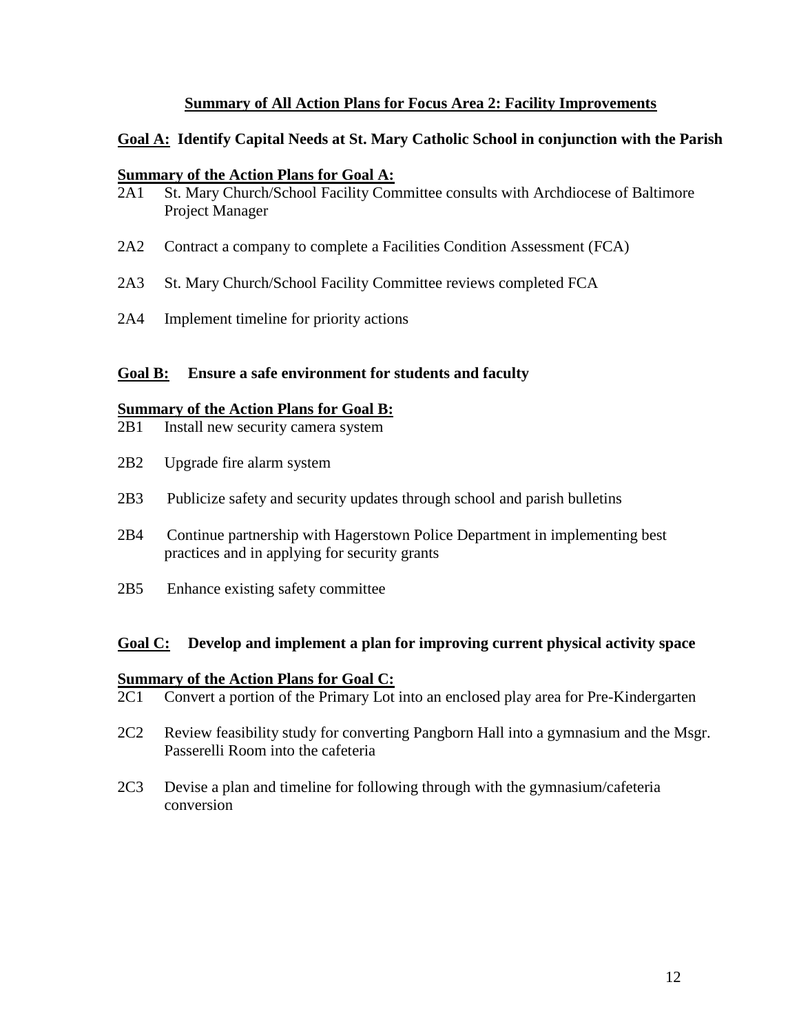## Summary of All Action Plans for Focus Area 2: Facility Improvements

**Goal A: Identify Capital Needs at St. Mary Catholic School in conjunction with the Parish**

**Summary of the Action Plans for Goal A:**

- 2A1 St. Mary Church/School Facility Committee consults with Archdiocese of Baltimore Project Manager
- 2A2 Contract a company to complete a Facilities Condition Assessment (FCA)
- 2A3 St. Mary Church/School Facility Committee reviews completed FCA
- 2A4 Implement timeline for priority actions

**Goal B: Ensure a safe environment for students and faculty**

**Summary of the Action Plans for Goal B:**

- 2B1 Install new security camera system
- 2B2 Upgrade fire alarm system
- 2B3 Publicize safety and security updates through school and parish bulletins
- 2B4 Continue partnership with Hagerstown Police Department in implementing best practices and in applying for security grants
- 2B5 Enhance existing safety committee

**Goal C: Develop and implement a plan for improving current physical activity space**

**Summary of the Action Plans for Goal C:**

- 2C1 Convert a portion of the Primary Lot into an enclosed play area for Pre-Kindergarten
- 2C2 Review feasibility study for converting Pangborn Hall into a gymnasium and the Msgr. Passerelli Room into the cafeteria
- 2C3 Devise a plan and timeline for following through with the gymnasium/cafeteria conversion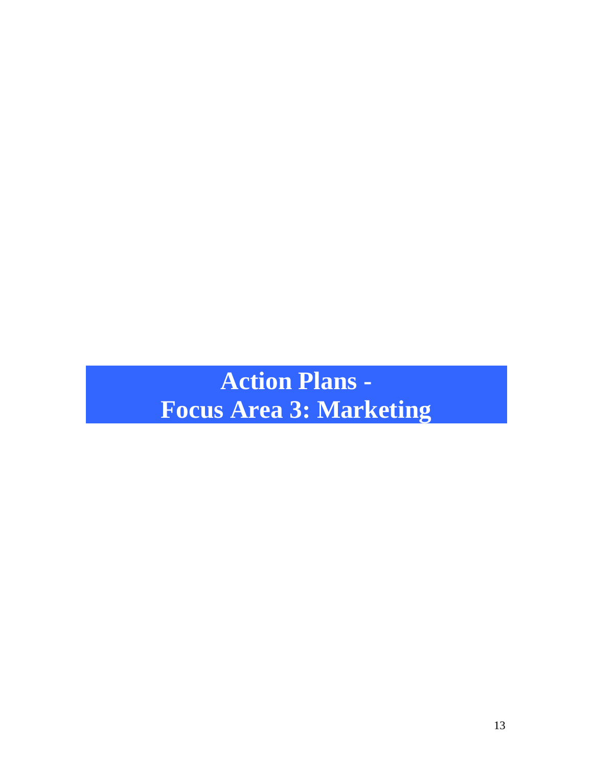# Action Plans - Focus Area 3: Marketing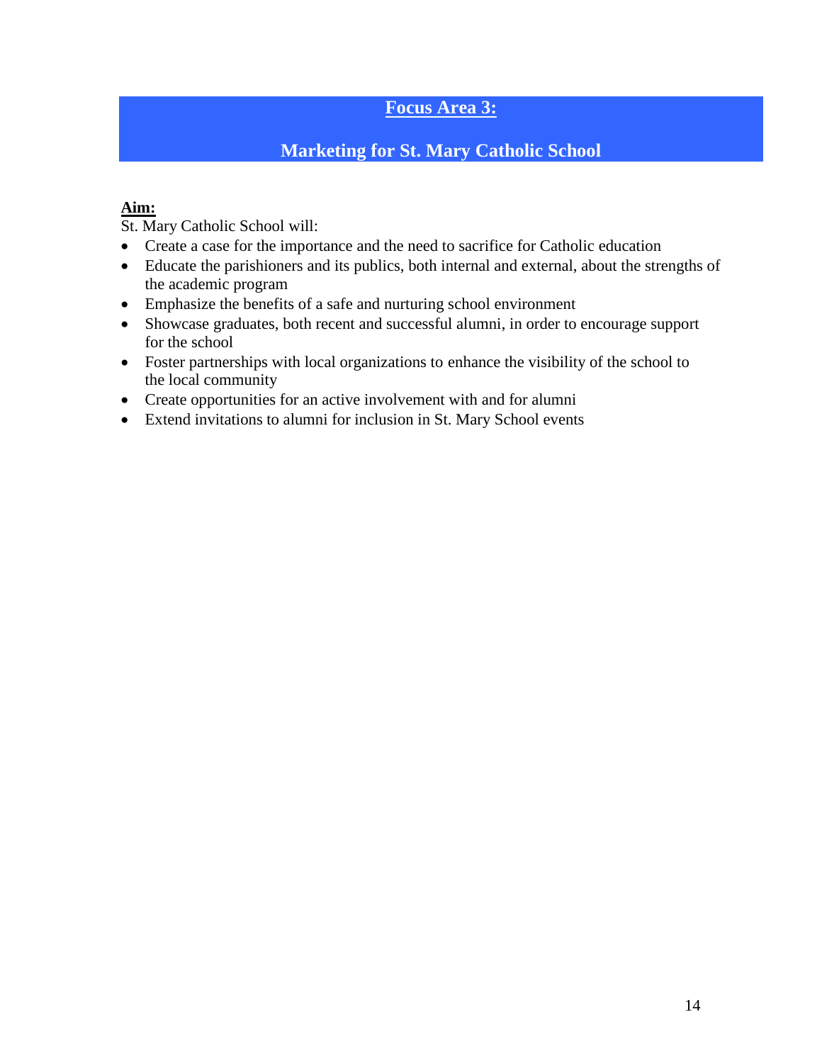## Focus Area 3:

## Marketing for St. Mary Catholic School

**Aim:**

St. Mary Catholic School will:

- Create a case for the importance and the need to sacrifice for Catholic education
- Educate the parishioners and its publics, both internal and external, about the strengths of the academic program
- Emphasize the benefits of a safe and nurturing school environment
- Showcase graduates, both recent and successful alumni, in order to encourage support for the school
- Foster partnerships with local organizations to enhance the visibility of the school to the local community
- Create opportunities for an active involvement with and for alumni
- Extend invitations to alumni for inclusion in St. Mary School events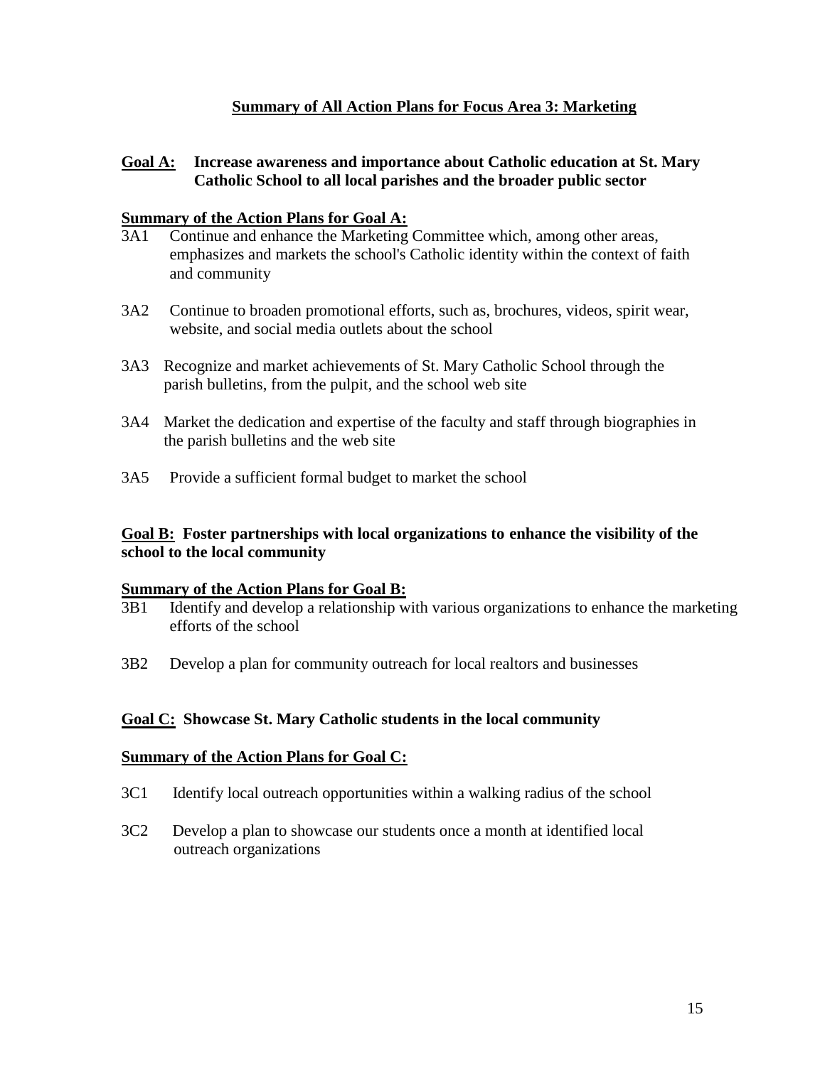## Summary of All Action Plans for Focus Area 3: Marketing

**Goal A: Increase awareness and importance about Catholic education at St. Mary Catholic School to all local parishes and the broader public sector**

**Summary of the Action Plans for Goal A:**

3A1 Continue and enhance the Marketing Committee which, among other areas, emphasizes and markets the school's Catholic identity within the context of faith and community

3A2 Continue to broaden promotional efforts, such as, brochures, videos, spirit wear, website, and social media outlets about the school

3A3 Recognize and market achievements of St. Mary Catholic School through the parish bulletins, from the pulpit, and the school web site

3A4 Market the dedication and expertise of the faculty and staff through biographies in the parish bulletins and the web site

3A5 Provide a sufficient formal budget to market the school

**Goal B: Foster partnerships with local organizations to enhance the visibility of the school to the local community**

**Summary of the Action Plans for Goal B:**

3B1 Identify and develop a relationship with various organizations to enhance the marketing efforts of the school

3B2 Develop a plan for community outreach for local realtors and businesses

**Goal C: Showcase St. Mary Catholic students in the local community**

**Summary of the Action Plans for Goal C:**

3C1 Identify local outreach opportunities within a walking radius of the school

3C2 Develop a plan to showcase our students once a month at identified local outreach organizations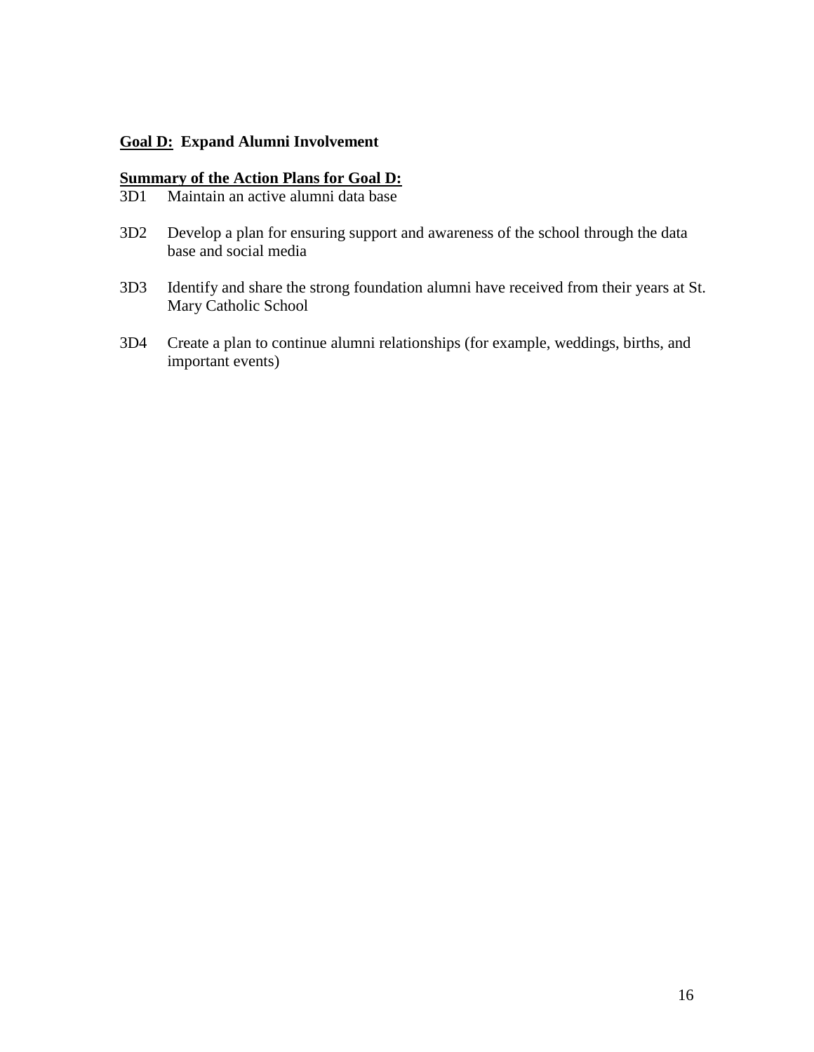**<u>Goal D:</u> Expand Alumni Involvement**

**<u>Summary of the Action Plans for Goal D:</u>**

3D1 Maintain an active alumni data base

3D2 Develop a plan for ensuring support and awareness of the school through the data base and social media

3D3 Identify and share the strong foundation alumni have received from their years at St. Mary Catholic School

3D4 Create a plan to continue alumni relationships (for example, weddings, births, and important events)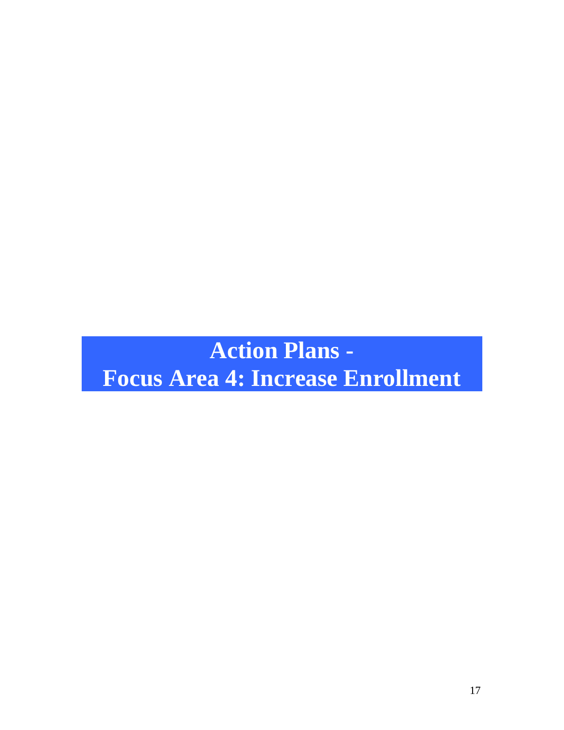# Action Plans - Focus Area 4: Increase Enrollment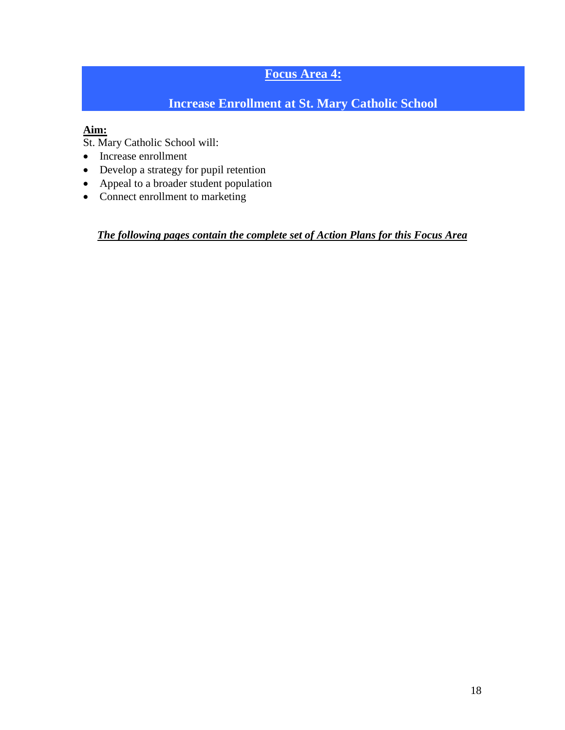# Focus Area 4:

## Increase Enrollment at St. Mary Catholic School

**Aim:**
St. Mary Catholic School will:

- Increase enrollment
- Develop a strategy for pupil retention
- Appeal to a broader student population
- Connect enrollment to marketing

***The following pages contain the complete set of Action Plans for this Focus Area***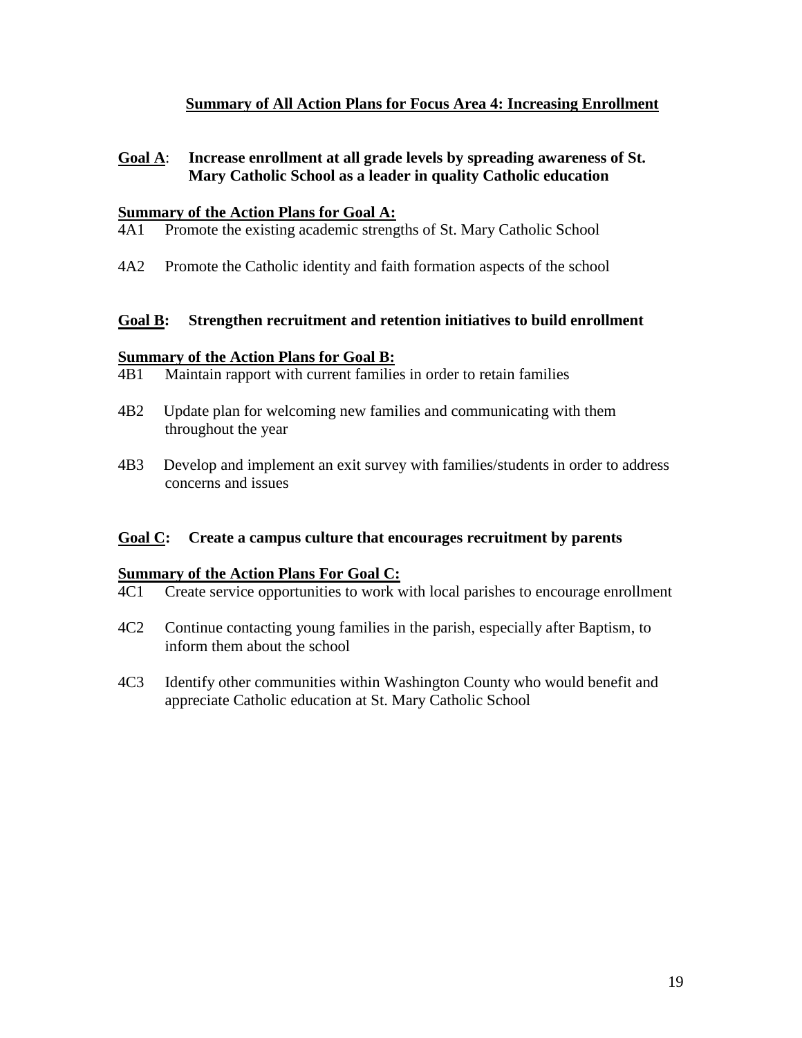## Summary of All Action Plans for Focus Area 4: Increasing Enrollment

**Goal A: Increase enrollment at all grade levels by spreading awareness of St. Mary Catholic School as a leader in quality Catholic education**

**Summary of the Action Plans for Goal A:**

4A1 Promote the existing academic strengths of St. Mary Catholic School

4A2 Promote the Catholic identity and faith formation aspects of the school

**Goal B: Strengthen recruitment and retention initiatives to build enrollment**

**Summary of the Action Plans for Goal B:**

4B1 Maintain rapport with current families in order to retain families

4B2 Update plan for welcoming new families and communicating with them throughout the year

4B3 Develop and implement an exit survey with families/students in order to address concerns and issues

**Goal C: Create a campus culture that encourages recruitment by parents**

**Summary of the Action Plans For Goal C:**

4C1 Create service opportunities to work with local parishes to encourage enrollment

4C2 Continue contacting young families in the parish, especially after Baptism, to inform them about the school

4C3 Identify other communities within Washington County who would benefit and appreciate Catholic education at St. Mary Catholic School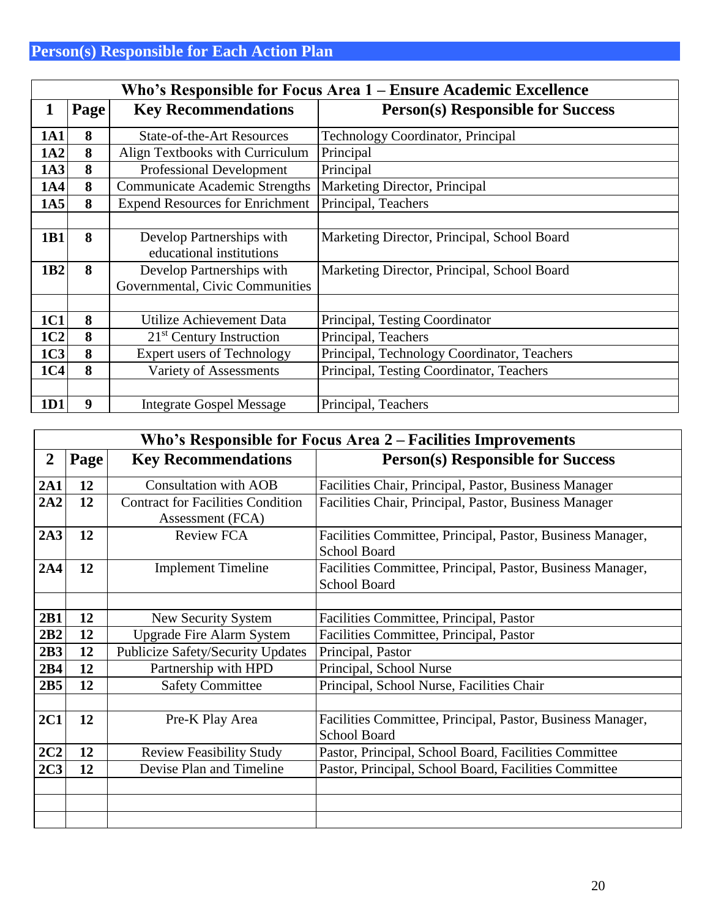## Person(s) Responsible for Each Action Plan

| Who's Responsible for Focus Area 1 – Ensure Academic Excellence | | | |
|---|---|---|---|
| **1** | **Page** | **Key Recommendations** | **Person(s) Responsible for Success** |
| **1A1** | **8** | State-of-the-Art Resources | Technology Coordinator, Principal |
| **1A2** | **8** | Align Textbooks with Curriculum | Principal |
| **1A3** | **8** | Professional Development | Principal |
| **1A4** | **8** | Communicate Academic Strengths | Marketing Director, Principal |
| **1A5** | **8** | Expend Resources for Enrichment | Principal, Teachers |
| | | | |
| **1B1** | **8** | Develop Partnerships with educational institutions | Marketing Director, Principal, School Board |
| **1B2** | **8** | Develop Partnerships with Governmental, Civic Communities | Marketing Director, Principal, School Board |
| | | | |
| **1C1** | **8** | Utilize Achievement Data | Principal, Testing Coordinator |
| **1C2** | **8** | 21st Century Instruction | Principal, Teachers |
| **1C3** | **8** | Expert users of Technology | Principal, Technology Coordinator, Teachers |
| **1C4** | **8** | Variety of Assessments | Principal, Testing Coordinator, Teachers |
| | | | |
| **1D1** | **9** | Integrate Gospel Message | Principal, Teachers |

| Who's Responsible for Focus Area 2 – Facilities Improvements | | | |
|---|---|---|---|
| **2** | **Page** | **Key Recommendations** | **Person(s) Responsible for Success** |
| **2A1** | **12** | Consultation with AOB | Facilities Chair, Principal, Pastor, Business Manager |
| **2A2** | **12** | Contract for Facilities Condition Assessment (FCA) | Facilities Chair, Principal, Pastor, Business Manager |
| **2A3** | **12** | Review FCA | Facilities Committee, Principal, Pastor, Business Manager, School Board |
| **2A4** | **12** | Implement Timeline | Facilities Committee, Principal, Pastor, Business Manager, School Board |
| | | | |
| **2B1** | **12** | New Security System | Facilities Committee, Principal, Pastor |
| **2B2** | **12** | Upgrade Fire Alarm System | Facilities Committee, Principal, Pastor |
| **2B3** | **12** | Publicize Safety/Security Updates | Principal, Pastor |
| **2B4** | **12** | Partnership with HPD | Principal, School Nurse |
| **2B5** | **12** | Safety Committee | Principal, School Nurse, Facilities Chair |
| | | | |
| **2C1** | **12** | Pre-K Play Area | Facilities Committee, Principal, Pastor, Business Manager, School Board |
| **2C2** | **12** | Review Feasibility Study | Pastor, Principal, School Board, Facilities Committee |
| **2C3** | **12** | Devise Plan and Timeline | Pastor, Principal, School Board, Facilities Committee |
| | | | |
| | | | |
| | | | |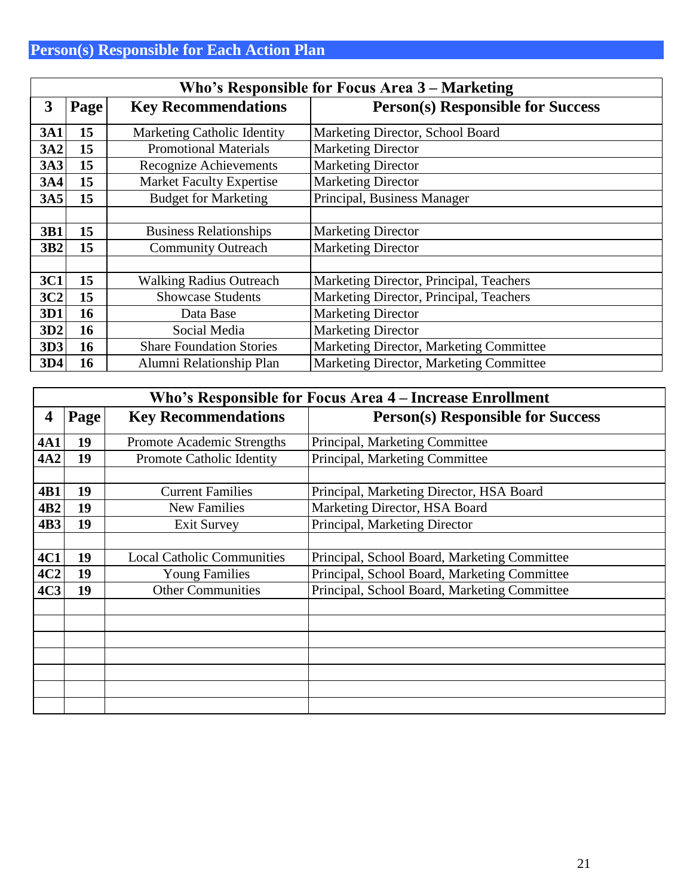## Person(s) Responsible for Each Action Plan

| Who's Responsible for Focus Area 3 – Marketing | | | |
|---|---|---|---|
| **3** | **Page** | **Key Recommendations** | **Person(s) Responsible for Success** |
| **3A1** | **15** | Marketing Catholic Identity | Marketing Director, School Board |
| **3A2** | **15** | Promotional Materials | Marketing Director |
| **3A3** | **15** | Recognize Achievements | Marketing Director |
| **3A4** | **15** | Market Faculty Expertise | Marketing Director |
| **3A5** | **15** | Budget for Marketing | Principal, Business Manager |
| | | | |
| **3B1** | **15** | Business Relationships | Marketing Director |
| **3B2** | **15** | Community Outreach | Marketing Director |
| | | | |
| **3C1** | **15** | Walking Radius Outreach | Marketing Director, Principal, Teachers |
| **3C2** | **15** | Showcase Students | Marketing Director, Principal, Teachers |
| **3D1** | **16** | Data Base | Marketing Director |
| **3D2** | **16** | Social Media | Marketing Director |
| **3D3** | **16** | Share Foundation Stories | Marketing Director, Marketing Committee |
| **3D4** | **16** | Alumni Relationship Plan | Marketing Director, Marketing Committee |

| Who's Responsible for Focus Area 4 – Increase Enrollment | | | |
|---|---|---|---|
| **4** | **Page** | **Key Recommendations** | **Person(s) Responsible for Success** |
| **4A1** | **19** | Promote Academic Strengths | Principal, Marketing Committee |
| **4A2** | **19** | Promote Catholic Identity | Principal, Marketing Committee |
| | | | |
| **4B1** | **19** | Current Families | Principal, Marketing Director, HSA Board |
| **4B2** | **19** | New Families | Marketing Director, HSA Board |
| **4B3** | **19** | Exit Survey | Principal, Marketing Director |
| | | | |
| **4C1** | **19** | Local Catholic Communities | Principal, School Board, Marketing Committee |
| **4C2** | **19** | Young Families | Principal, School Board, Marketing Committee |
| **4C3** | **19** | Other Communities | Principal, School Board, Marketing Committee |
| | | | |
| | | | |
| | | | |
| | | | |
| | | | |
| | | | |
| | | | |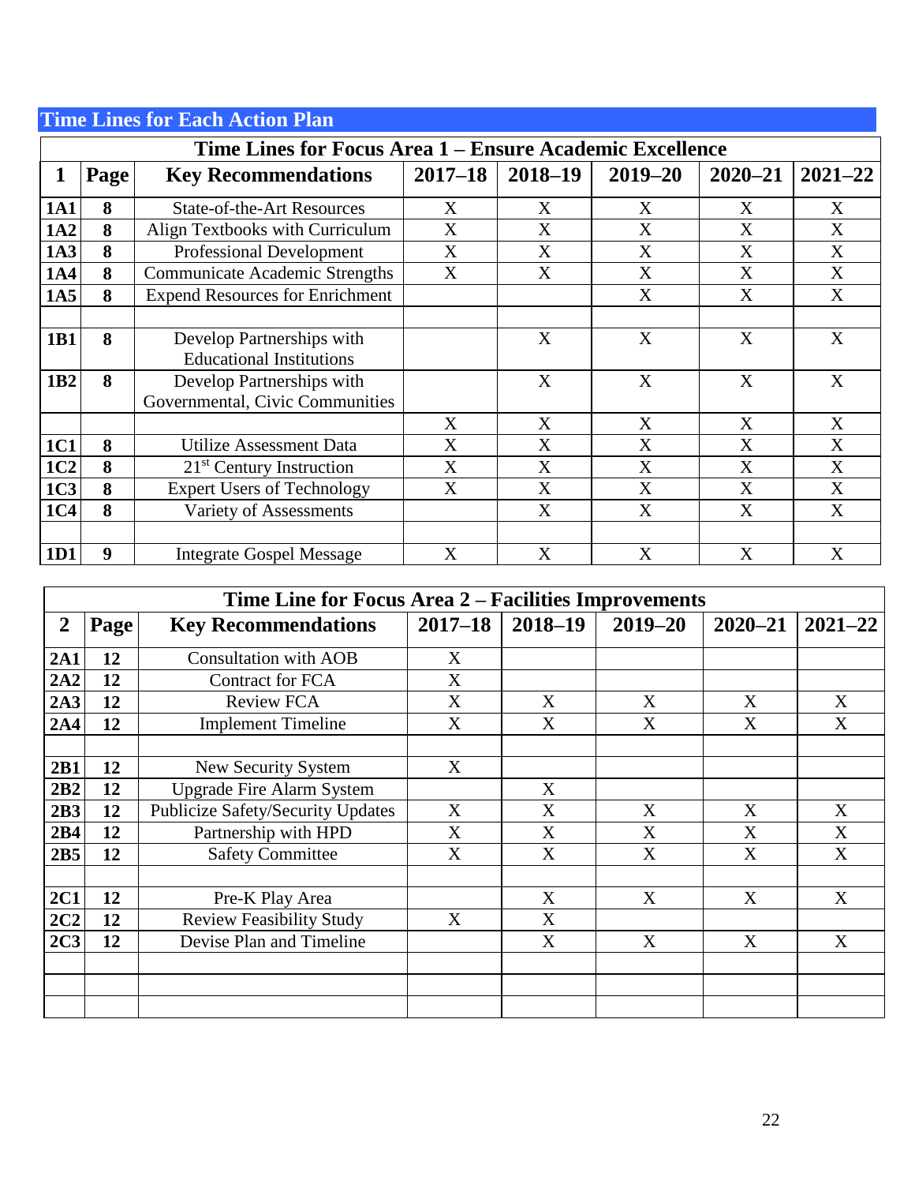## Time Lines for Each Action Plan

| Time Lines for Focus Area 1 – Ensure Academic Excellence | | | | | | | |
|---|---|---|---|---|---|---|---|
| **1** | **Page** | **Key Recommendations** | **2017–18** | **2018–19** | **2019–20** | **2020–21** | **2021–22** |
| **1A1** | **8** | State-of-the-Art Resources | X | X | X | X | X |
| **1A2** | **8** | Align Textbooks with Curriculum | X | X | X | X | X |
| **1A3** | **8** | Professional Development | X | X | X | X | X |
| **1A4** | **8** | Communicate Academic Strengths | X | X | X | X | X |
| **1A5** | **8** | Expend Resources for Enrichment | | | X | X | X |
| | | | | | | | |
| **1B1** | **8** | Develop Partnerships with Educational Institutions | | X | X | X | X |
| **1B2** | **8** | Develop Partnerships with Governmental, Civic Communities | | X | X | X | X |
| | | | X | X | X | X | X |
| **1C1** | **8** | Utilize Assessment Data | X | X | X | X | X |
| **1C2** | **8** | 21st Century Instruction | X | X | X | X | X |
| **1C3** | **8** | Expert Users of Technology | X | X | X | X | X |
| **1C4** | **8** | Variety of Assessments | | X | X | X | X |
| | | | | | | | |
| **1D1** | **9** | Integrate Gospel Message | X | X | X | X | X |

| Time Line for Focus Area 2 – Facilities Improvements | | | | | | | |
|---|---|---|---|---|---|---|---|
| **2** | **Page** | **Key Recommendations** | **2017–18** | **2018–19** | **2019–20** | **2020–21** | **2021–22** |
| **2A1** | **12** | Consultation with AOB | X | | | | |
| **2A2** | **12** | Contract for FCA | X | | | | |
| **2A3** | **12** | Review FCA | X | X | X | X | X |
| **2A4** | **12** | Implement Timeline | X | X | X | X | X |
| | | | | | | | |
| **2B1** | **12** | New Security System | X | | | | |
| **2B2** | **12** | Upgrade Fire Alarm System | | X | | | |
| **2B3** | **12** | Publicize Safety/Security Updates | X | X | X | X | X |
| **2B4** | **12** | Partnership with HPD | X | X | X | X | X |
| **2B5** | **12** | Safety Committee | X | X | X | X | X |
| | | | | | | | |
| **2C1** | **12** | Pre-K Play Area | | X | X | X | X |
| **2C2** | **12** | Review Feasibility Study | X | X | | | |
| **2C3** | **12** | Devise Plan and Timeline | | X | X | X | X |
| | | | | | | | |
| | | | | | | | |
| | | | | | | | |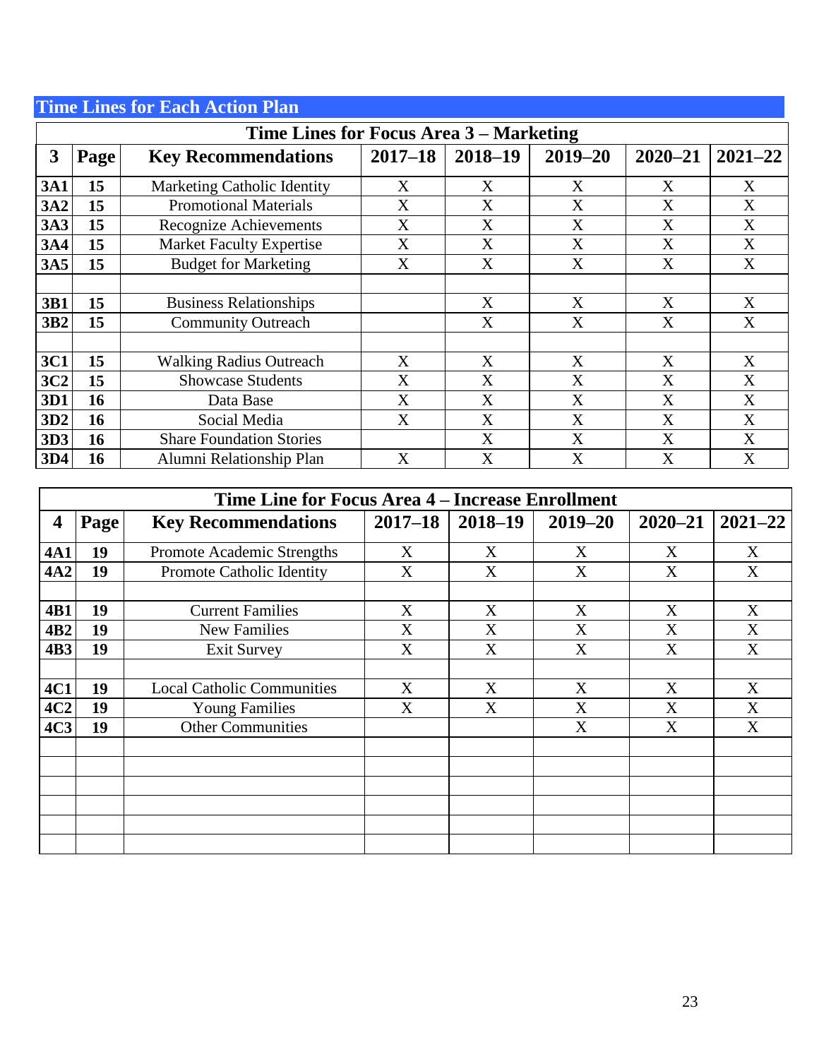## Time Lines for Each Action Plan

| Time Lines for Focus Area 3 – Marketing | | | | | | | |
|---|---|---|---|---|---|---|---|
| **3** | **Page** | **Key Recommendations** | **2017–18** | **2018–19** | **2019–20** | **2020–21** | **2021–22** |
| **3A1** | **15** | Marketing Catholic Identity | X | X | X | X | X |
| **3A2** | **15** | Promotional Materials | X | X | X | X | X |
| **3A3** | **15** | Recognize Achievements | X | X | X | X | X |
| **3A4** | **15** | Market Faculty Expertise | X | X | X | X | X |
| **3A5** | **15** | Budget for Marketing | X | X | X | X | X |
| | | | | | | | |
| **3B1** | **15** | Business Relationships | | X | X | X | X |
| **3B2** | **15** | Community Outreach | | X | X | X | X |
| | | | | | | | |
| **3C1** | **15** | Walking Radius Outreach | X | X | X | X | X |
| **3C2** | **15** | Showcase Students | X | X | X | X | X |
| **3D1** | **16** | Data Base | X | X | X | X | X |
| **3D2** | **16** | Social Media | X | X | X | X | X |
| **3D3** | **16** | Share Foundation Stories | | X | X | X | X |
| **3D4** | **16** | Alumni Relationship Plan | X | X | X | X | X |

| Time Line for Focus Area 4 – Increase Enrollment | | | | | | | |
|---|---|---|---|---|---|---|---|
| **4** | **Page** | **Key Recommendations** | **2017–18** | **2018–19** | **2019–20** | **2020–21** | **2021–22** |
| **4A1** | **19** | Promote Academic Strengths | X | X | X | X | X |
| **4A2** | **19** | Promote Catholic Identity | X | X | X | X | X |
| | | | | | | | |
| **4B1** | **19** | Current Families | X | X | X | X | X |
| **4B2** | **19** | New Families | X | X | X | X | X |
| **4B3** | **19** | Exit Survey | X | X | X | X | X |
| | | | | | | | |
| **4C1** | **19** | Local Catholic Communities | X | X | X | X | X |
| **4C2** | **19** | Young Families | X | X | X | X | X |
| **4C3** | **19** | Other Communities | | | X | X | X |
| | | | | | | | |
| | | | | | | | |
| | | | | | | | |
| | | | | | | | |
| | | | | | | | |
| | | | | | | | |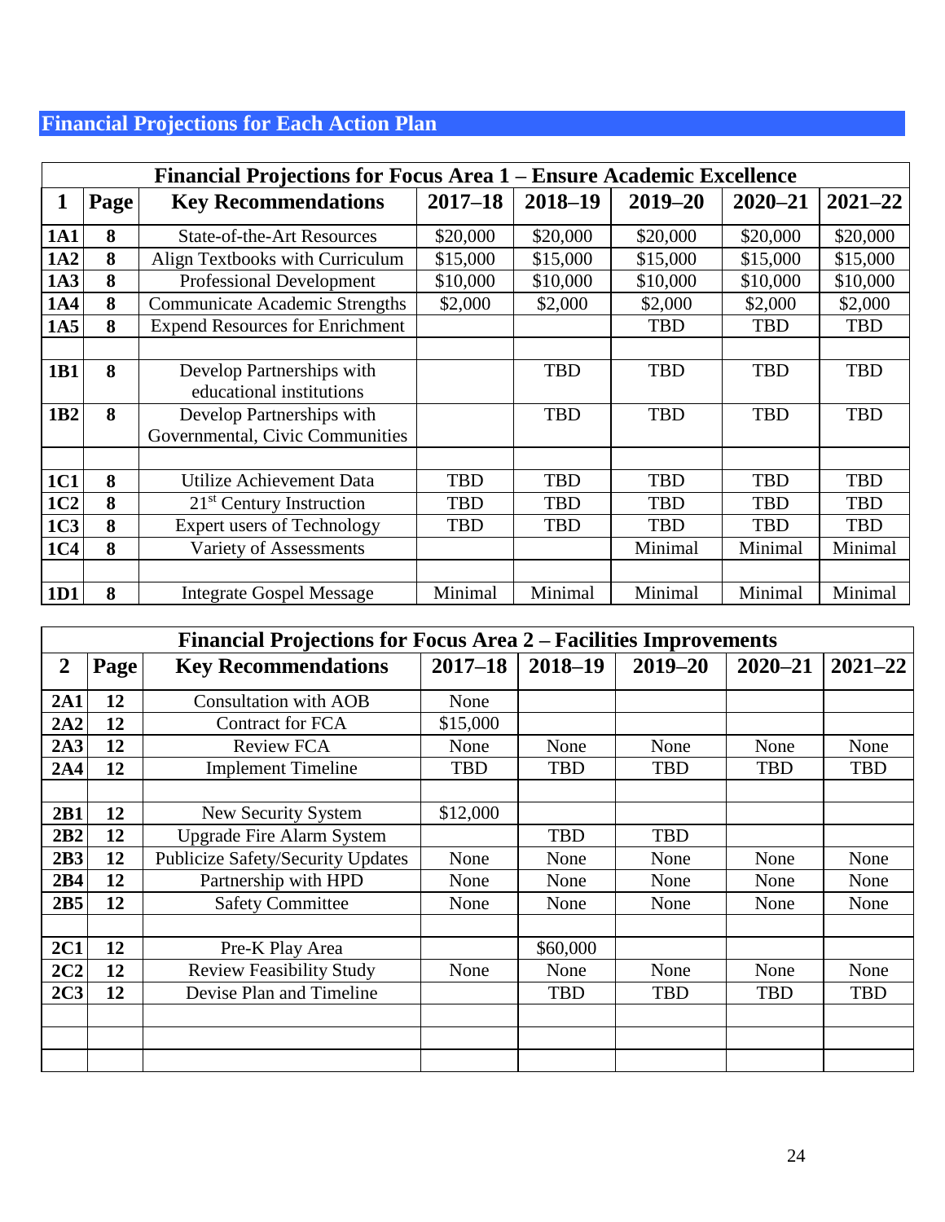## Financial Projections for Each Action Plan

| Financial Projections for Focus Area 1 – Ensure Academic Excellence | | | | | | | |
|---|---|---|---|---|---|---|---|
| **1** | **Page** | **Key Recommendations** | **2017–18** | **2018–19** | **2019–20** | **2020–21** | **2021–22** |
| **1A1** | **8** | State-of-the-Art Resources | $20,000 | $20,000 | $20,000 | $20,000 | $20,000 |
| **1A2** | **8** | Align Textbooks with Curriculum | $15,000 | $15,000 | $15,000 | $15,000 | $15,000 |
| **1A3** | **8** | Professional Development | $10,000 | $10,000 | $10,000 | $10,000 | $10,000 |
| **1A4** | **8** | Communicate Academic Strengths | $2,000 | $2,000 | $2,000 | $2,000 | $2,000 |
| **1A5** | **8** | Expend Resources for Enrichment | | | TBD | TBD | TBD |
| | | | | | | | |
| **1B1** | **8** | Develop Partnerships with educational institutions | | TBD | TBD | TBD | TBD |
| **1B2** | **8** | Develop Partnerships with Governmental, Civic Communities | | TBD | TBD | TBD | TBD |
| | | | | | | | |
| **1C1** | **8** | Utilize Achievement Data | TBD | TBD | TBD | TBD | TBD |
| **1C2** | **8** | 21st Century Instruction | TBD | TBD | TBD | TBD | TBD |
| **1C3** | **8** | Expert users of Technology | TBD | TBD | TBD | TBD | TBD |
| **1C4** | **8** | Variety of Assessments | | | Minimal | Minimal | Minimal |
| | | | | | | | |
| **1D1** | **8** | Integrate Gospel Message | Minimal | Minimal | Minimal | Minimal | Minimal |

| Financial Projections for Focus Area 2 – Facilities Improvements | | | | | | | |
|---|---|---|---|---|---|---|---|
| **2** | **Page** | **Key Recommendations** | **2017–18** | **2018–19** | **2019–20** | **2020–21** | **2021–22** |
| **2A1** | **12** | Consultation with AOB | None | | | | |
| **2A2** | **12** | Contract for FCA | $15,000 | | | | |
| **2A3** | **12** | Review FCA | None | None | None | None | None |
| **2A4** | **12** | Implement Timeline | TBD | TBD | TBD | TBD | TBD |
| | | | | | | | |
| **2B1** | **12** | New Security System | $12,000 | | | | |
| **2B2** | **12** | Upgrade Fire Alarm System | | TBD | TBD | | |
| **2B3** | **12** | Publicize Safety/Security Updates | None | None | None | None | None |
| **2B4** | **12** | Partnership with HPD | None | None | None | None | None |
| **2B5** | **12** | Safety Committee | None | None | None | None | None |
| | | | | | | | |
| **2C1** | **12** | Pre-K Play Area | | $60,000 | | | |
| **2C2** | **12** | Review Feasibility Study | None | None | None | None | None |
| **2C3** | **12** | Devise Plan and Timeline | | TBD | TBD | TBD | TBD |
| | | | | | | | |
| | | | | | | | |
| | | | | | | | |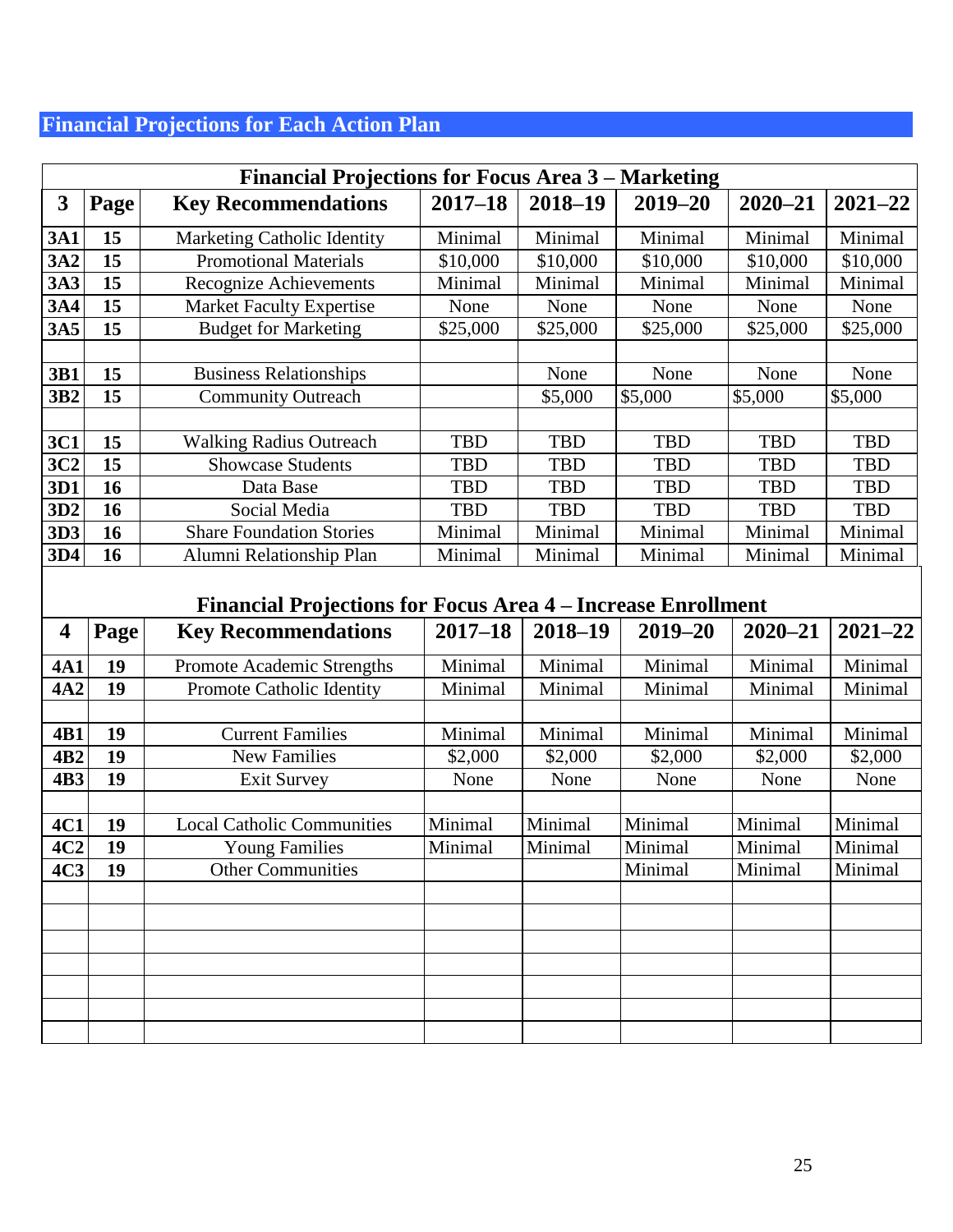## Financial Projections for Each Action Plan

### Financial Projections for Focus Area 3 – Marketing

| 3 | Page | Key Recommendations | 2017–18 | 2018–19 | 2019–20 | 2020–21 | 2021–22 |
|---|---|---|---|---|---|---|---|
| 3A1 | 15 | Marketing Catholic Identity | Minimal | Minimal | Minimal | Minimal | Minimal |
| 3A2 | 15 | Promotional Materials | $10,000 | $10,000 | $10,000 | $10,000 | $10,000 |
| 3A3 | 15 | Recognize Achievements | Minimal | Minimal | Minimal | Minimal | Minimal |
| 3A4 | 15 | Market Faculty Expertise | None | None | None | None | None |
| 3A5 | 15 | Budget for Marketing | $25,000 | $25,000 | $25,000 | $25,000 | $25,000 |
| | | | | | | | |
| 3B1 | 15 | Business Relationships | | None | None | None | None |
| 3B2 | 15 | Community Outreach | | $5,000 | $5,000 | $5,000 | $5,000 |
| | | | | | | | |
| 3C1 | 15 | Walking Radius Outreach | TBD | TBD | TBD | TBD | TBD |
| 3C2 | 15 | Showcase Students | TBD | TBD | TBD | TBD | TBD |
| 3D1 | 16 | Data Base | TBD | TBD | TBD | TBD | TBD |
| 3D2 | 16 | Social Media | TBD | TBD | TBD | TBD | TBD |
| 3D3 | 16 | Share Foundation Stories | Minimal | Minimal | Minimal | Minimal | Minimal |
| 3D4 | 16 | Alumni Relationship Plan | Minimal | Minimal | Minimal | Minimal | Minimal |

### Financial Projections for Focus Area 4 – Increase Enrollment

| 4 | Page | Key Recommendations | 2017–18 | 2018–19 | 2019–20 | 2020–21 | 2021–22 |
|---|---|---|---|---|---|---|---|
| 4A1 | 19 | Promote Academic Strengths | Minimal | Minimal | Minimal | Minimal | Minimal |
| 4A2 | 19 | Promote Catholic Identity | Minimal | Minimal | Minimal | Minimal | Minimal |
| | | | | | | | |
| 4B1 | 19 | Current Families | Minimal | Minimal | Minimal | Minimal | Minimal |
| 4B2 | 19 | New Families | $2,000 | $2,000 | $2,000 | $2,000 | $2,000 |
| 4B3 | 19 | Exit Survey | None | None | None | None | None |
| | | | | | | | |
| 4C1 | 19 | Local Catholic Communities | Minimal | Minimal | Minimal | Minimal | Minimal |
| 4C2 | 19 | Young Families | Minimal | Minimal | Minimal | Minimal | Minimal |
| 4C3 | 19 | Other Communities | | | Minimal | Minimal | Minimal |
| | | | | | | | |
| | | | | | | | |
| | | | | | | | |
| | | | | | | | |
| | | | | | | | |
| | | | | | | | |
| | | | | | | | |